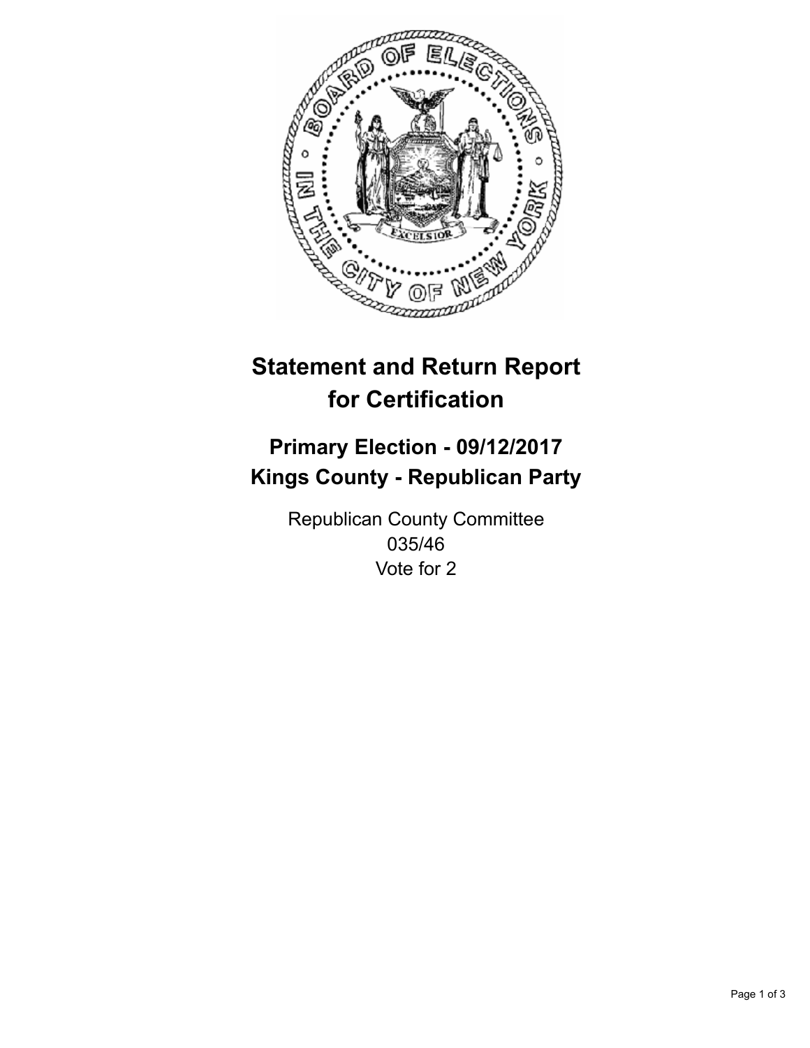# Statement and Return Report for Certification

## Primary Election - 09/12/2017
## Kings County - Republican Party

Republican County Committee
035/46
Vote for 2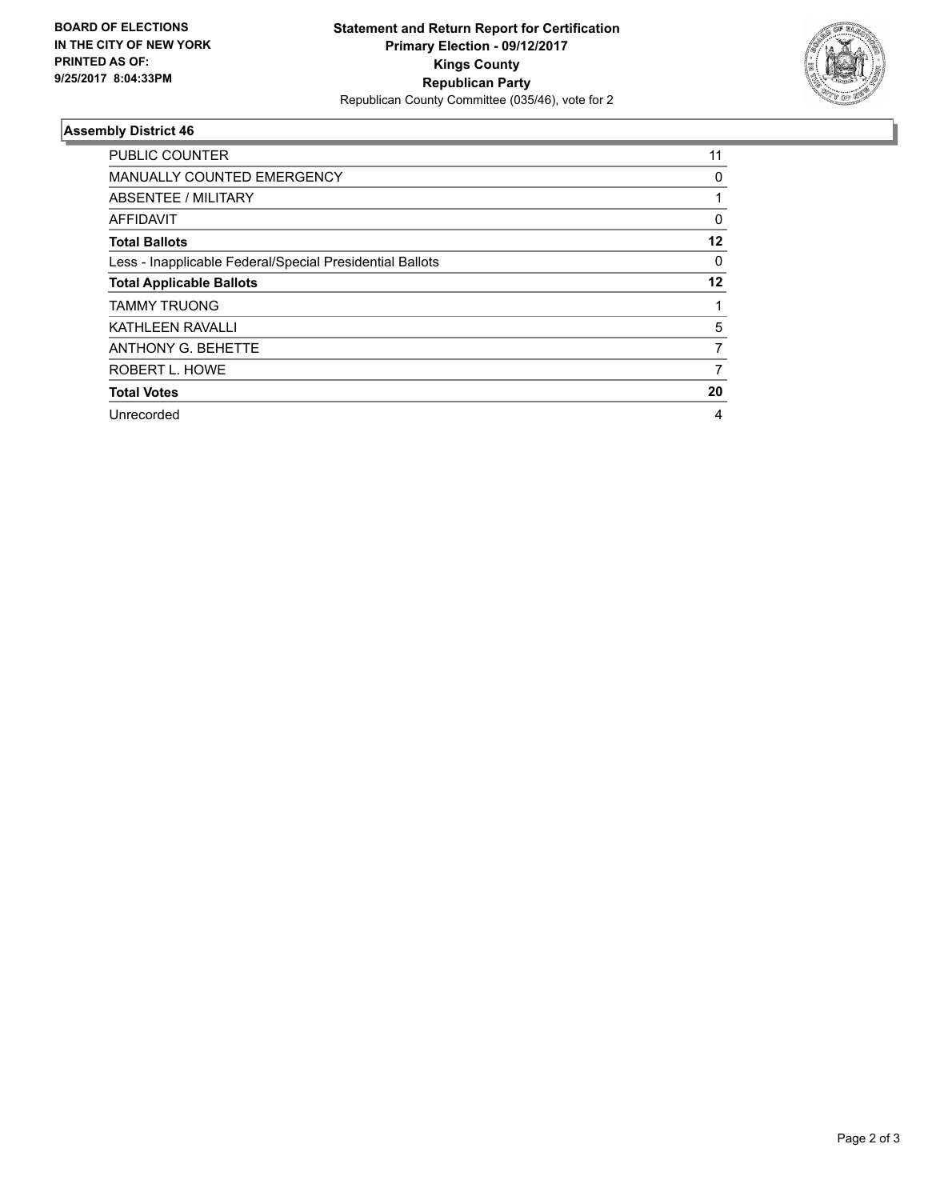**BOARD OF ELECTIONS IN THE CITY OF NEW YORK PRINTED AS OF: 9/25/2017 8:04:33PM**

**Statement and Return Report for Certification**
**Primary Election - 09/12/2017**
**Kings County**
**Republican Party**
Republican County Committee (035/46), vote for 2

## Assembly District 46

| | |
|---|---|
| PUBLIC COUNTER | 11 |
| MANUALLY COUNTED EMERGENCY | 0 |
| ABSENTEE / MILITARY | 1 |
| AFFIDAVIT | 0 |
| **Total Ballots** | **12** |
| Less - Inapplicable Federal/Special Presidential Ballots | 0 |
| **Total Applicable Ballots** | **12** |
| TAMMY TRUONG | 1 |
| KATHLEEN RAVALLI | 5 |
| ANTHONY G. BEHETTE | 7 |
| ROBERT L. HOWE | 7 |
| **Total Votes** | **20** |
| Unrecorded | 4 |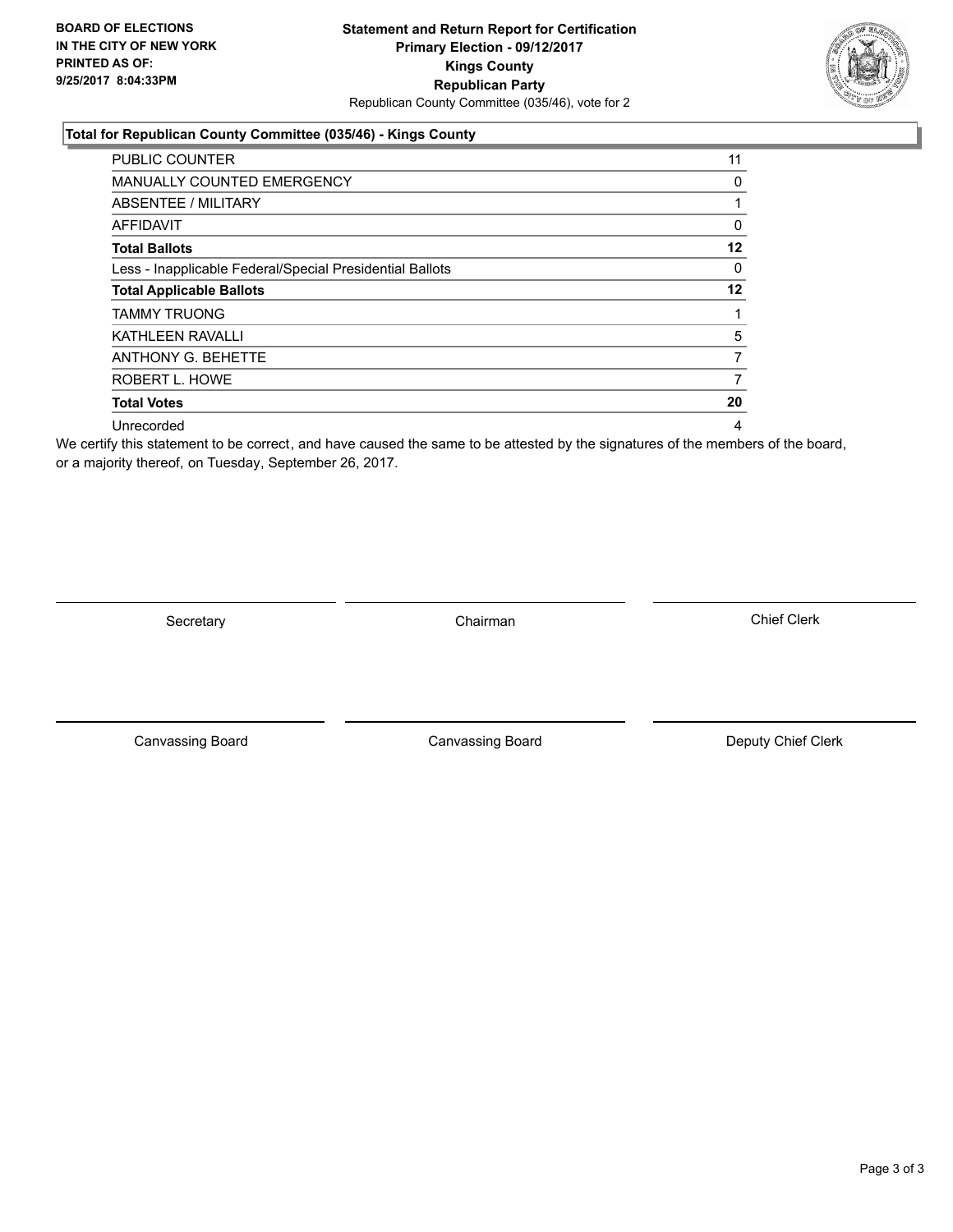**BOARD OF ELECTIONS IN THE CITY OF NEW YORK PRINTED AS OF: 9/25/2017 8:04:33PM**

**Statement and Return Report for Certification**
**Primary Election - 09/12/2017**
**Kings County**
**Republican Party**
Republican County Committee (035/46), vote for 2

### Total for Republican County Committee (035/46) - Kings County

| | |
|---|---|
| PUBLIC COUNTER | 11 |
| MANUALLY COUNTED EMERGENCY | 0 |
| ABSENTEE / MILITARY | 1 |
| AFFIDAVIT | 0 |
| **Total Ballots** | **12** |
| Less - Inapplicable Federal/Special Presidential Ballots | 0 |
| **Total Applicable Ballots** | **12** |
| TAMMY TRUONG | 1 |
| KATHLEEN RAVALLI | 5 |
| ANTHONY G. BEHETTE | 7 |
| ROBERT L. HOWE | 7 |
| **Total Votes** | **20** |
| Unrecorded | 4 |

We certify this statement to be correct, and have caused the same to be attested by the signatures of the members of the board, or a majority thereof, on Tuesday, September 26, 2017.

Secretary | Chairman | Chief Clerk

Canvassing Board | Canvassing Board | Deputy Chief Clerk